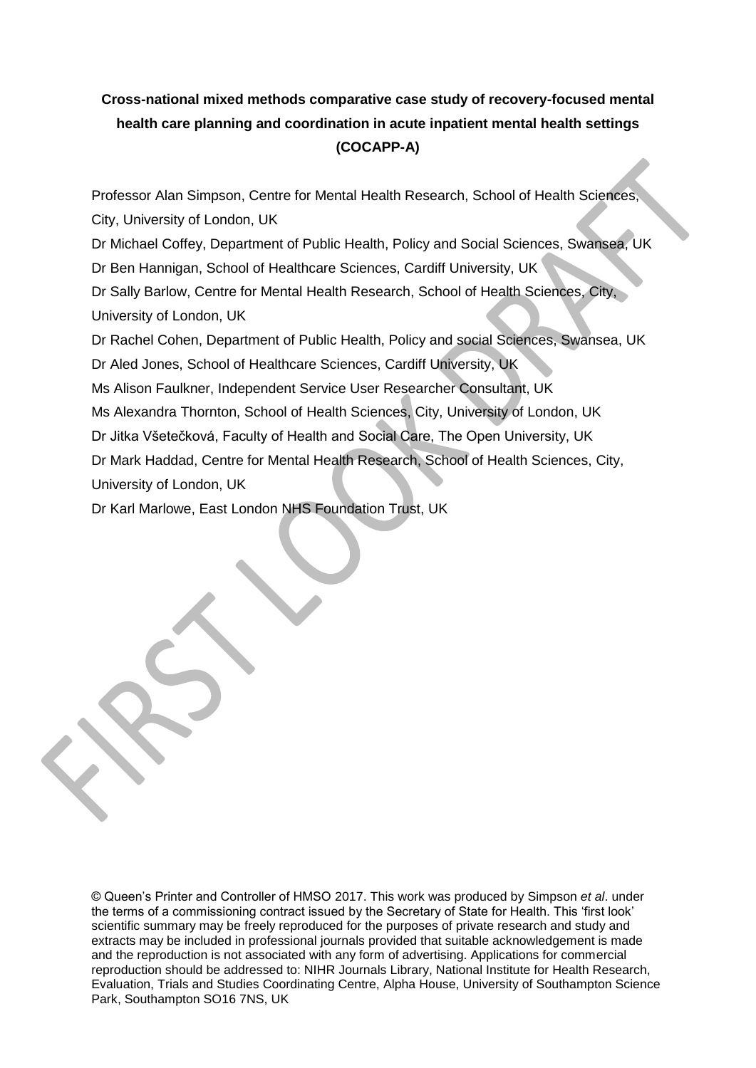# Cross-national mixed methods comparative case study of recovery-focused mental health care planning and coordination in acute inpatient mental health settings (COCAPP-A)

Professor Alan Simpson, Centre for Mental Health Research, School of Health Sciences, City, University of London, UK

Dr Michael Coffey, Department of Public Health, Policy and Social Sciences, Swansea, UK

Dr Ben Hannigan, School of Healthcare Sciences, Cardiff University, UK

Dr Sally Barlow, Centre for Mental Health Research, School of Health Sciences, City, University of London, UK

Dr Rachel Cohen, Department of Public Health, Policy and social Sciences, Swansea, UK

Dr Aled Jones, School of Healthcare Sciences, Cardiff University, UK

Ms Alison Faulkner, Independent Service User Researcher Consultant, UK

Ms Alexandra Thornton, School of Health Sciences, City, University of London, UK

Dr Jitka Všetečková, Faculty of Health and Social Care, The Open University, UK

Dr Mark Haddad, Centre for Mental Health Research, School of Health Sciences, City, University of London, UK

Dr Karl Marlowe, East London NHS Foundation Trust, UK

© Queen's Printer and Controller of HMSO 2017. This work was produced by Simpson *et al*. under the terms of a commissioning contract issued by the Secretary of State for Health. This 'first look' scientific summary may be freely reproduced for the purposes of private research and study and extracts may be included in professional journals provided that suitable acknowledgement is made and the reproduction is not associated with any form of advertising. Applications for commercial reproduction should be addressed to: NIHR Journals Library, National Institute for Health Research, Evaluation, Trials and Studies Coordinating Centre, Alpha House, University of Southampton Science Park, Southampton SO16 7NS, UK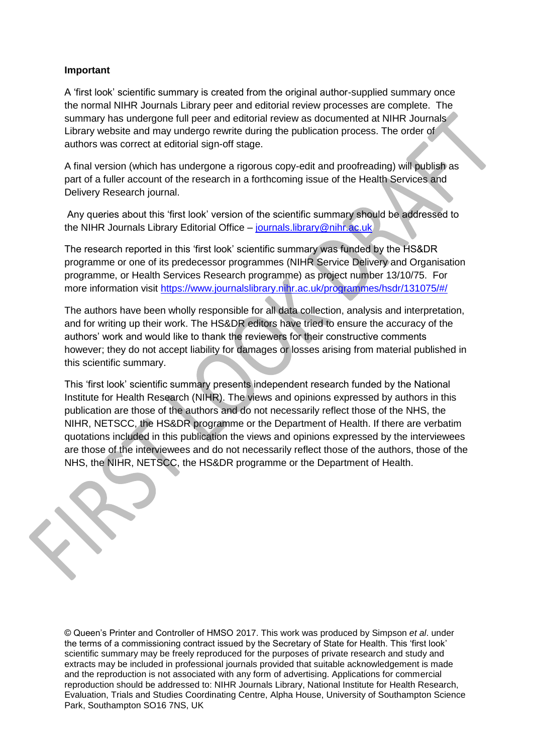**Important**

A 'first look' scientific summary is created from the original author-supplied summary once the normal NIHR Journals Library peer and editorial review processes are complete. The summary has undergone full peer and editorial review as documented at NIHR Journals Library website and may undergo rewrite during the publication process. The order of authors was correct at editorial sign-off stage.

A final version (which has undergone a rigorous copy-edit and proofreading) will publish as part of a fuller account of the research in a forthcoming issue of the Health Services and Delivery Research journal.

Any queries about this 'first look' version of the scientific summary should be addressed to the NIHR Journals Library Editorial Office – journals.library@nihr.ac.uk

The research reported in this 'first look' scientific summary was funded by the HS&DR programme or one of its predecessor programmes (NIHR Service Delivery and Organisation programme, or Health Services Research programme) as project number 13/10/75. For more information visit https://www.journalslibrary.nihr.ac.uk/programmes/hsdr/131075/#/

The authors have been wholly responsible for all data collection, analysis and interpretation, and for writing up their work. The HS&DR editors have tried to ensure the accuracy of the authors' work and would like to thank the reviewers for their constructive comments however; they do not accept liability for damages or losses arising from material published in this scientific summary.

This 'first look' scientific summary presents independent research funded by the National Institute for Health Research (NIHR). The views and opinions expressed by authors in this publication are those of the authors and do not necessarily reflect those of the NHS, the NIHR, NETSCC, the HS&DR programme or the Department of Health. If there are verbatim quotations included in this publication the views and opinions expressed by the interviewees are those of the interviewees and do not necessarily reflect those of the authors, those of the NHS, the NIHR, NETSCC, the HS&DR programme or the Department of Health.

© Queen's Printer and Controller of HMSO 2017. This work was produced by Simpson *et al*. under the terms of a commissioning contract issued by the Secretary of State for Health. This 'first look' scientific summary may be freely reproduced for the purposes of private research and study and extracts may be included in professional journals provided that suitable acknowledgement is made and the reproduction is not associated with any form of advertising. Applications for commercial reproduction should be addressed to: NIHR Journals Library, National Institute for Health Research, Evaluation, Trials and Studies Coordinating Centre, Alpha House, University of Southampton Science Park, Southampton SO16 7NS, UK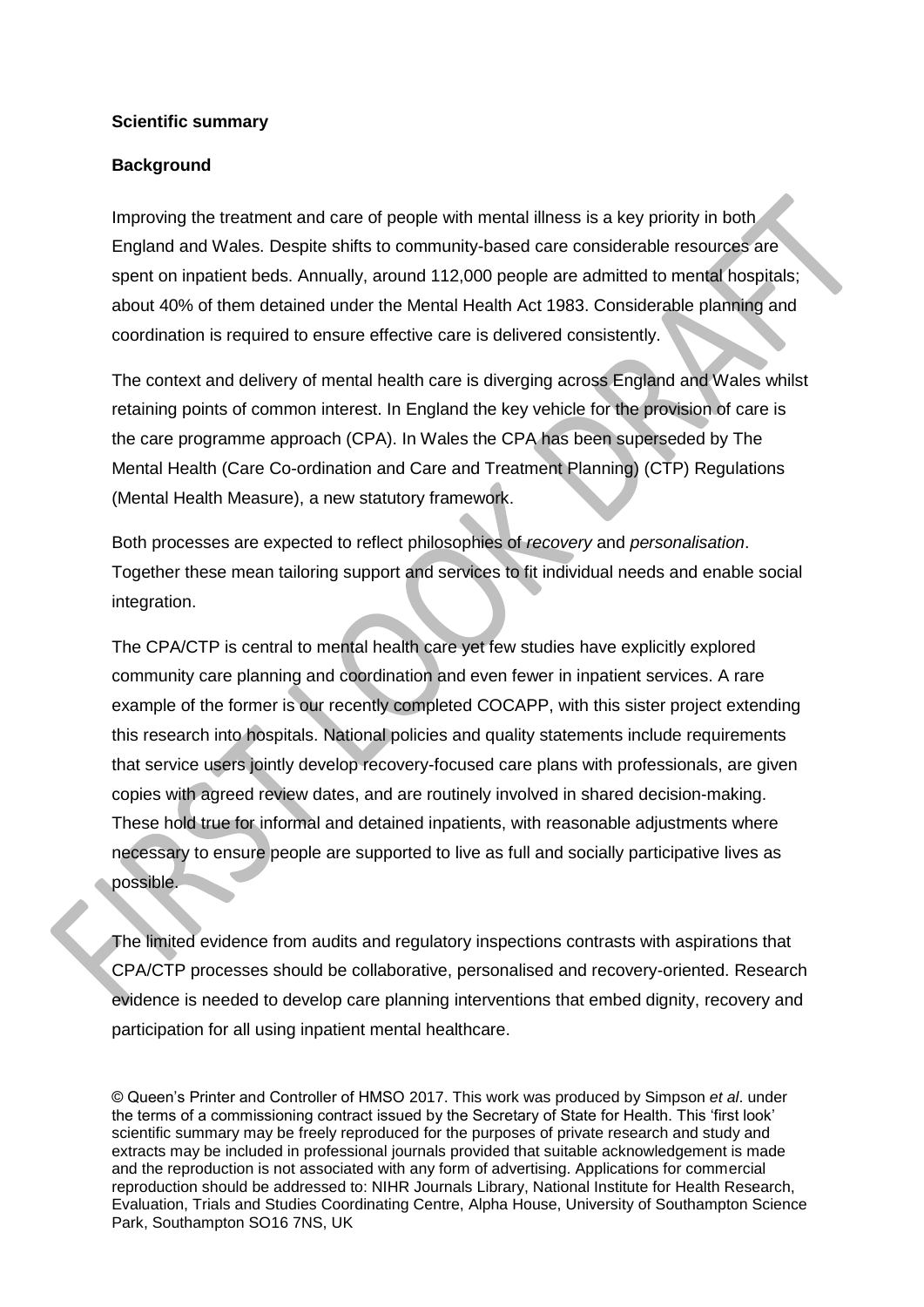**Scientific summary**

**Background**

Improving the treatment and care of people with mental illness is a key priority in both England and Wales. Despite shifts to community-based care considerable resources are spent on inpatient beds. Annually, around 112,000 people are admitted to mental hospitals; about 40% of them detained under the Mental Health Act 1983. Considerable planning and coordination is required to ensure effective care is delivered consistently.

The context and delivery of mental health care is diverging across England and Wales whilst retaining points of common interest. In England the key vehicle for the provision of care is the care programme approach (CPA). In Wales the CPA has been superseded by The Mental Health (Care Co-ordination and Care and Treatment Planning) (CTP) Regulations (Mental Health Measure), a new statutory framework.

Both processes are expected to reflect philosophies of *recovery* and *personalisation*. Together these mean tailoring support and services to fit individual needs and enable social integration.

The CPA/CTP is central to mental health care yet few studies have explicitly explored community care planning and coordination and even fewer in inpatient services. A rare example of the former is our recently completed COCAPP, with this sister project extending this research into hospitals. National policies and quality statements include requirements that service users jointly develop recovery-focused care plans with professionals, are given copies with agreed review dates, and are routinely involved in shared decision-making. These hold true for informal and detained inpatients, with reasonable adjustments where necessary to ensure people are supported to live as full and socially participative lives as possible.

The limited evidence from audits and regulatory inspections contrasts with aspirations that CPA/CTP processes should be collaborative, personalised and recovery-oriented. Research evidence is needed to develop care planning interventions that embed dignity, recovery and participation for all using inpatient mental healthcare.

© Queen's Printer and Controller of HMSO 2017. This work was produced by Simpson *et al*. under the terms of a commissioning contract issued by the Secretary of State for Health. This 'first look' scientific summary may be freely reproduced for the purposes of private research and study and extracts may be included in professional journals provided that suitable acknowledgement is made and the reproduction is not associated with any form of advertising. Applications for commercial reproduction should be addressed to: NIHR Journals Library, National Institute for Health Research, Evaluation, Trials and Studies Coordinating Centre, Alpha House, University of Southampton Science Park, Southampton SO16 7NS, UK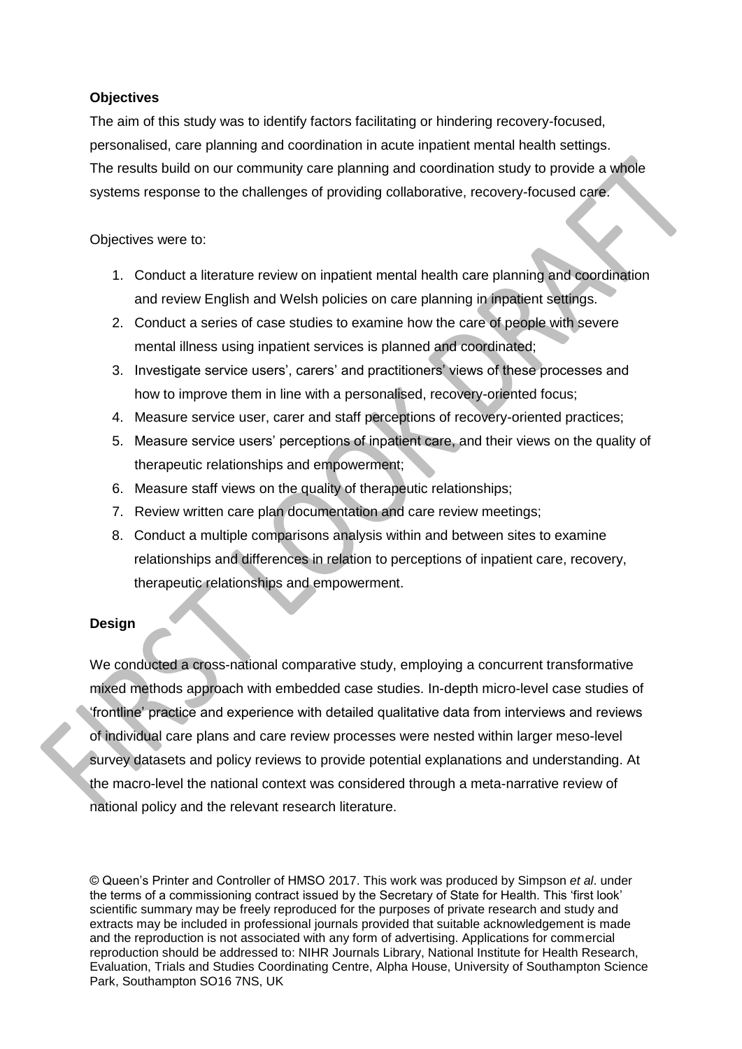**Objectives**

The aim of this study was to identify factors facilitating or hindering recovery-focused, personalised, care planning and coordination in acute inpatient mental health settings. The results build on our community care planning and coordination study to provide a whole systems response to the challenges of providing collaborative, recovery-focused care.

Objectives were to:

1. Conduct a literature review on inpatient mental health care planning and coordination and review English and Welsh policies on care planning in inpatient settings.
2. Conduct a series of case studies to examine how the care of people with severe mental illness using inpatient services is planned and coordinated;
3. Investigate service users', carers' and practitioners' views of these processes and how to improve them in line with a personalised, recovery-oriented focus;
4. Measure service user, carer and staff perceptions of recovery-oriented practices;
5. Measure service users' perceptions of inpatient care, and their views on the quality of therapeutic relationships and empowerment;
6. Measure staff views on the quality of therapeutic relationships;
7. Review written care plan documentation and care review meetings;
8. Conduct a multiple comparisons analysis within and between sites to examine relationships and differences in relation to perceptions of inpatient care, recovery, therapeutic relationships and empowerment.

**Design**

We conducted a cross-national comparative study, employing a concurrent transformative mixed methods approach with embedded case studies. In-depth micro-level case studies of 'frontline' practice and experience with detailed qualitative data from interviews and reviews of individual care plans and care review processes were nested within larger meso-level survey datasets and policy reviews to provide potential explanations and understanding. At the macro-level the national context was considered through a meta-narrative review of national policy and the relevant research literature.

© Queen's Printer and Controller of HMSO 2017. This work was produced by Simpson *et al*. under the terms of a commissioning contract issued by the Secretary of State for Health. This 'first look' scientific summary may be freely reproduced for the purposes of private research and study and extracts may be included in professional journals provided that suitable acknowledgement is made and the reproduction is not associated with any form of advertising. Applications for commercial reproduction should be addressed to: NIHR Journals Library, National Institute for Health Research, Evaluation, Trials and Studies Coordinating Centre, Alpha House, University of Southampton Science Park, Southampton SO16 7NS, UK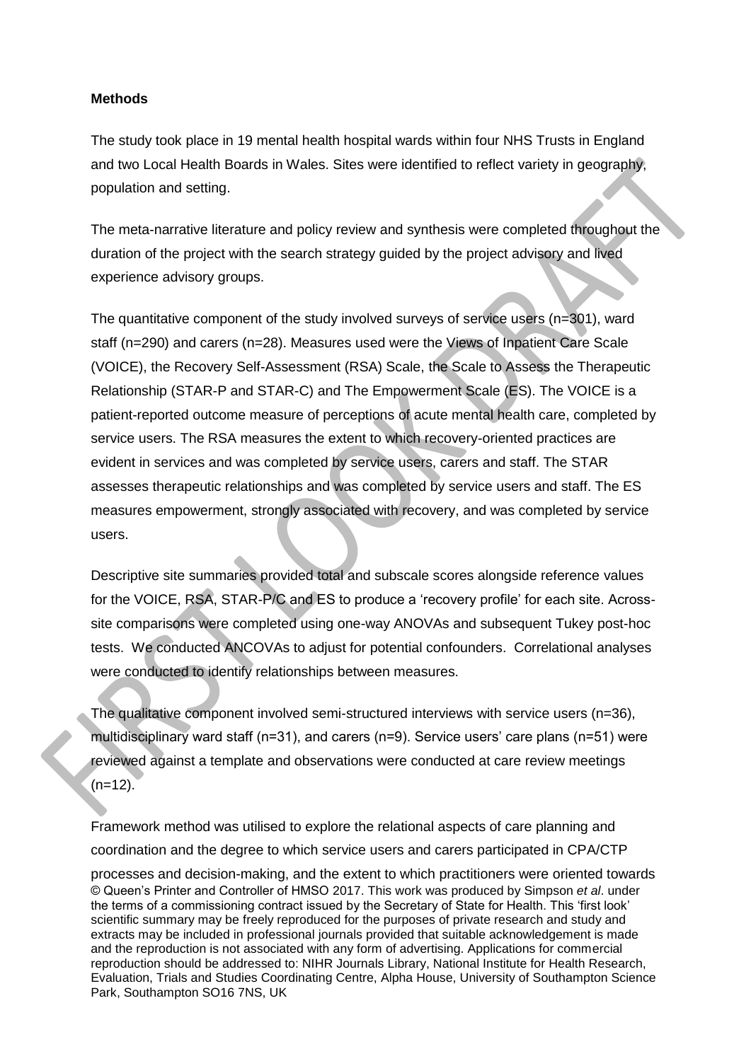**Methods**

The study took place in 19 mental health hospital wards within four NHS Trusts in England and two Local Health Boards in Wales. Sites were identified to reflect variety in geography, population and setting.

The meta-narrative literature and policy review and synthesis were completed throughout the duration of the project with the search strategy guided by the project advisory and lived experience advisory groups.

The quantitative component of the study involved surveys of service users (n=301), ward staff (n=290) and carers (n=28). Measures used were the Views of Inpatient Care Scale (VOICE), the Recovery Self-Assessment (RSA) Scale, the Scale to Assess the Therapeutic Relationship (STAR-P and STAR-C) and The Empowerment Scale (ES). The VOICE is a patient-reported outcome measure of perceptions of acute mental health care, completed by service users. The RSA measures the extent to which recovery-oriented practices are evident in services and was completed by service users, carers and staff. The STAR assesses therapeutic relationships and was completed by service users and staff. The ES measures empowerment, strongly associated with recovery, and was completed by service users.

Descriptive site summaries provided total and subscale scores alongside reference values for the VOICE, RSA, STAR-P/C and ES to produce a 'recovery profile' for each site. Across-site comparisons were completed using one-way ANOVAs and subsequent Tukey post-hoc tests. We conducted ANCOVAs to adjust for potential confounders. Correlational analyses were conducted to identify relationships between measures.

The qualitative component involved semi-structured interviews with service users (n=36), multidisciplinary ward staff (n=31), and carers (n=9). Service users' care plans (n=51) were reviewed against a template and observations were conducted at care review meetings (n=12).

Framework method was utilised to explore the relational aspects of care planning and coordination and the degree to which service users and carers participated in CPA/CTP processes and decision-making, and the extent to which practitioners were oriented towards

© Queen's Printer and Controller of HMSO 2017. This work was produced by Simpson *et al*. under the terms of a commissioning contract issued by the Secretary of State for Health. This 'first look' scientific summary may be freely reproduced for the purposes of private research and study and extracts may be included in professional journals provided that suitable acknowledgement is made and the reproduction is not associated with any form of advertising. Applications for commercial reproduction should be addressed to: NIHR Journals Library, National Institute for Health Research, Evaluation, Trials and Studies Coordinating Centre, Alpha House, University of Southampton Science Park, Southampton SO16 7NS, UK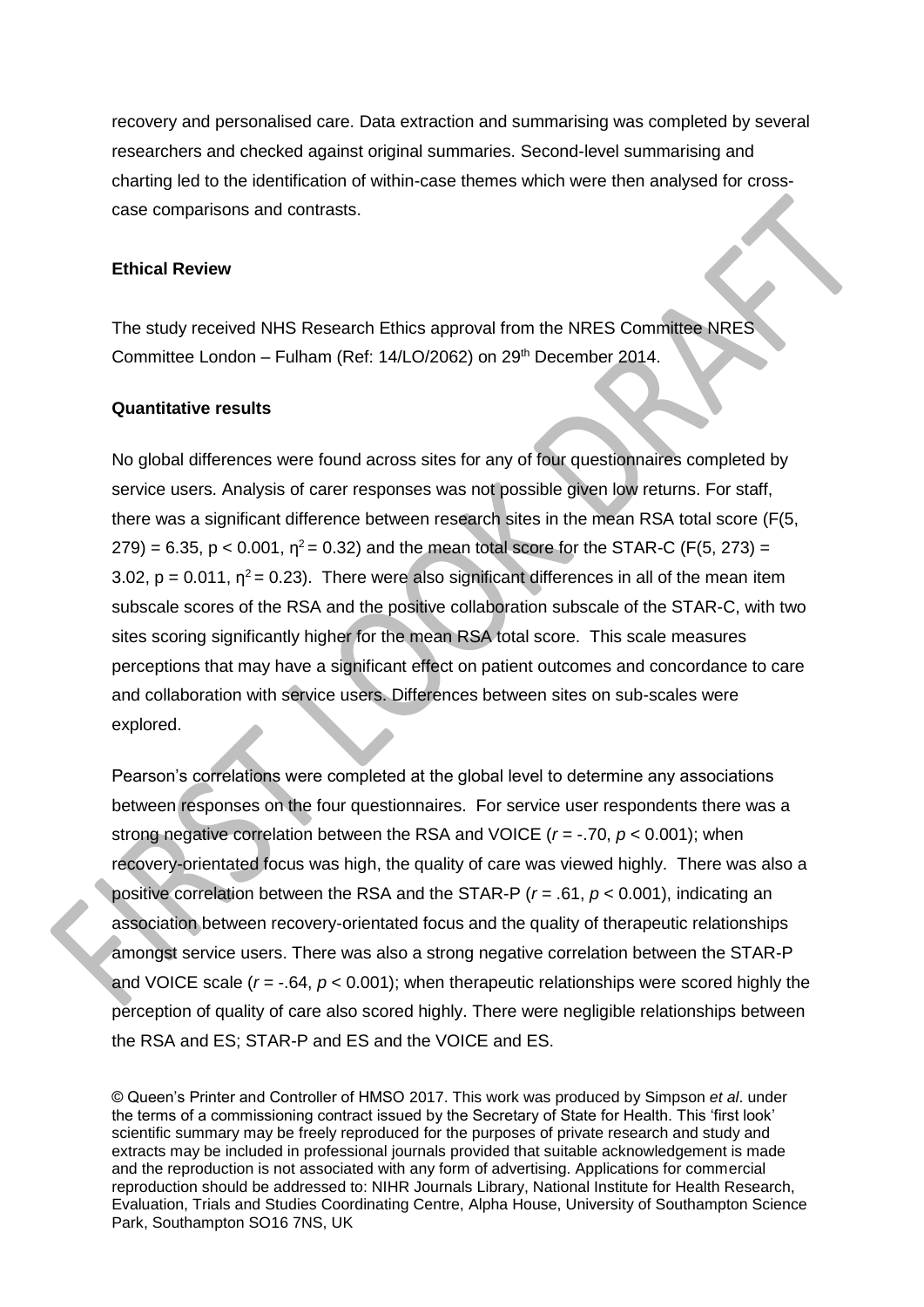recovery and personalised care. Data extraction and summarising was completed by several researchers and checked against original summaries. Second-level summarising and charting led to the identification of within-case themes which were then analysed for cross-case comparisons and contrasts.

**Ethical Review**

The study received NHS Research Ethics approval from the NRES Committee NRES Committee London – Fulham (Ref: 14/LO/2062) on 29th December 2014.

**Quantitative results**

No global differences were found across sites for any of four questionnaires completed by service users. Analysis of carer responses was not possible given low returns. For staff, there was a significant difference between research sites in the mean RSA total score ($F(5, 279) = 6.35$, $p < 0.001$, $\eta^2 = 0.32$) and the mean total score for the STAR-C ($F(5, 273) = 3.02$, $p = 0.011$, $\eta^2 = 0.23$). There were also significant differences in all of the mean item subscale scores of the RSA and the positive collaboration subscale of the STAR-C, with two sites scoring significantly higher for the mean RSA total score. This scale measures perceptions that may have a significant effect on patient outcomes and concordance to care and collaboration with service users. Differences between sites on sub-scales were explored.

Pearson's correlations were completed at the global level to determine any associations between responses on the four questionnaires. For service user respondents there was a strong negative correlation between the RSA and VOICE ($r = -.70$, $p < 0.001$); when recovery-orientated focus was high, the quality of care was viewed highly. There was also a positive correlation between the RSA and the STAR-P ($r = .61$, $p < 0.001$), indicating an association between recovery-orientated focus and the quality of therapeutic relationships amongst service users. There was also a strong negative correlation between the STAR-P and VOICE scale ($r = -.64$, $p < 0.001$); when therapeutic relationships were scored highly the perception of quality of care also scored highly. There were negligible relationships between the RSA and ES; STAR-P and ES and the VOICE and ES.

© Queen's Printer and Controller of HMSO 2017. This work was produced by Simpson *et al*. under the terms of a commissioning contract issued by the Secretary of State for Health. This 'first look' scientific summary may be freely reproduced for the purposes of private research and study and extracts may be included in professional journals provided that suitable acknowledgement is made and the reproduction is not associated with any form of advertising. Applications for commercial reproduction should be addressed to: NIHR Journals Library, National Institute for Health Research, Evaluation, Trials and Studies Coordinating Centre, Alpha House, University of Southampton Science Park, Southampton SO16 7NS, UK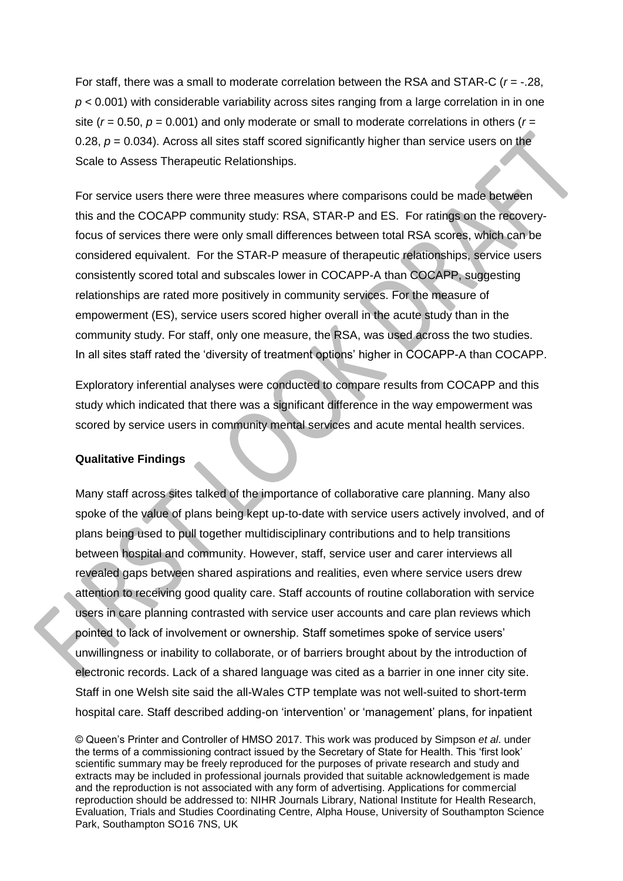For staff, there was a small to moderate correlation between the RSA and STAR-C ($r$ = -.28, $p$ < 0.001) with considerable variability across sites ranging from a large correlation in in one site ($r$ = 0.50, $p$ = 0.001) and only moderate or small to moderate correlations in others ($r$ = 0.28, $p$ = 0.034). Across all sites staff scored significantly higher than service users on the Scale to Assess Therapeutic Relationships.

For service users there were three measures where comparisons could be made between this and the COCAPP community study: RSA, STAR-P and ES. For ratings on the recovery-focus of services there were only small differences between total RSA scores, which can be considered equivalent. For the STAR-P measure of therapeutic relationships, service users consistently scored total and subscales lower in COCAPP-A than COCAPP, suggesting relationships are rated more positively in community services. For the measure of empowerment (ES), service users scored higher overall in the acute study than in the community study. For staff, only one measure, the RSA, was used across the two studies. In all sites staff rated the 'diversity of treatment options' higher in COCAPP-A than COCAPP.

Exploratory inferential analyses were conducted to compare results from COCAPP and this study which indicated that there was a significant difference in the way empowerment was scored by service users in community mental services and acute mental health services.

**Qualitative Findings**

Many staff across sites talked of the importance of collaborative care planning. Many also spoke of the value of plans being kept up-to-date with service users actively involved, and of plans being used to pull together multidisciplinary contributions and to help transitions between hospital and community. However, staff, service user and carer interviews all revealed gaps between shared aspirations and realities, even where service users drew attention to receiving good quality care. Staff accounts of routine collaboration with service users in care planning contrasted with service user accounts and care plan reviews which pointed to lack of involvement or ownership. Staff sometimes spoke of service users' unwillingness or inability to collaborate, or of barriers brought about by the introduction of electronic records. Lack of a shared language was cited as a barrier in one inner city site. Staff in one Welsh site said the all-Wales CTP template was not well-suited to short-term hospital care. Staff described adding-on 'intervention' or 'management' plans, for inpatient

© Queen's Printer and Controller of HMSO 2017. This work was produced by Simpson *et al*. under the terms of a commissioning contract issued by the Secretary of State for Health. This 'first look' scientific summary may be freely reproduced for the purposes of private research and study and extracts may be included in professional journals provided that suitable acknowledgement is made and the reproduction is not associated with any form of advertising. Applications for commercial reproduction should be addressed to: NIHR Journals Library, National Institute for Health Research, Evaluation, Trials and Studies Coordinating Centre, Alpha House, University of Southampton Science Park, Southampton SO16 7NS, UK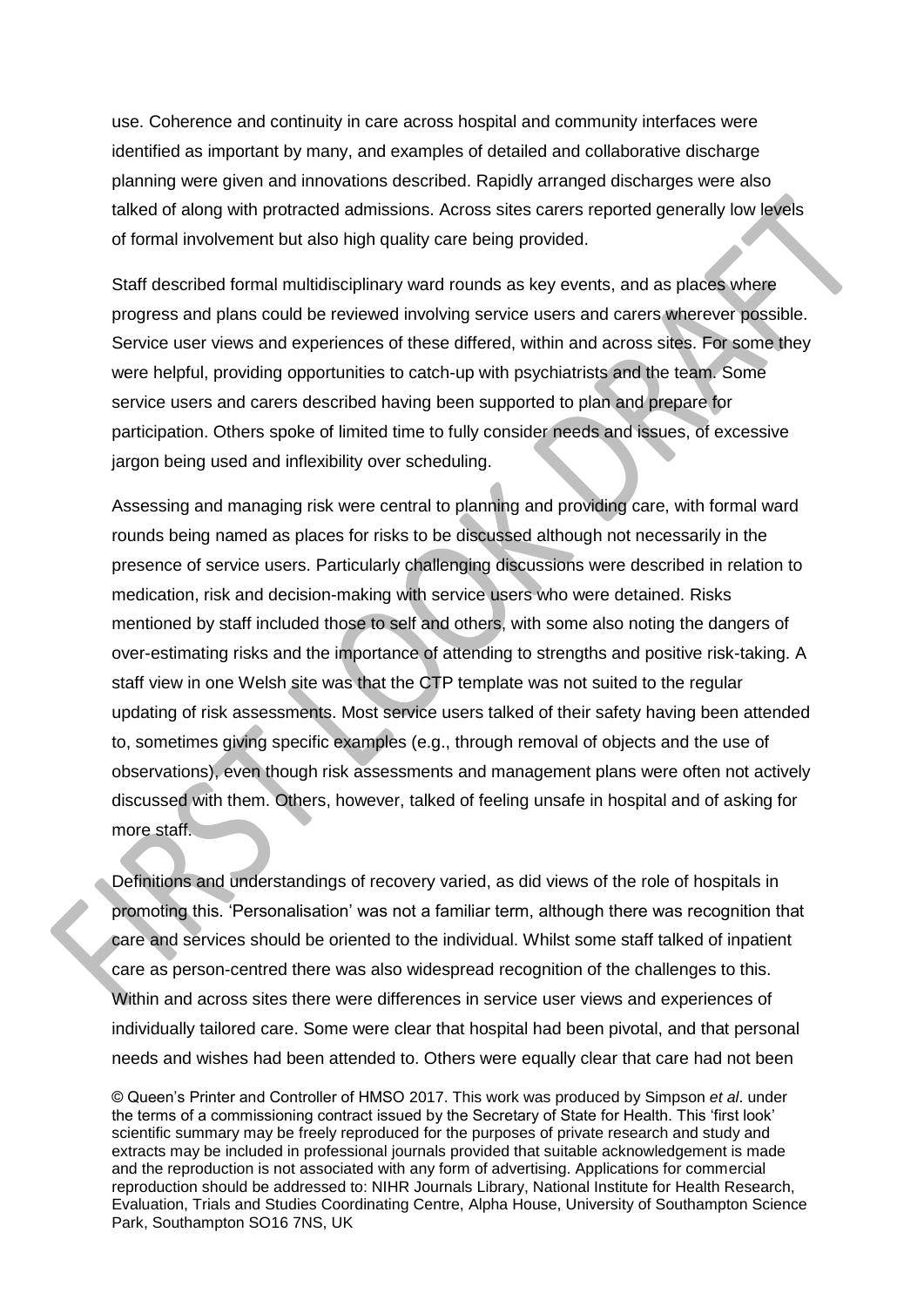use. Coherence and continuity in care across hospital and community interfaces were identified as important by many, and examples of detailed and collaborative discharge planning were given and innovations described. Rapidly arranged discharges were also talked of along with protracted admissions. Across sites carers reported generally low levels of formal involvement but also high quality care being provided.

Staff described formal multidisciplinary ward rounds as key events, and as places where progress and plans could be reviewed involving service users and carers wherever possible. Service user views and experiences of these differed, within and across sites. For some they were helpful, providing opportunities to catch-up with psychiatrists and the team. Some service users and carers described having been supported to plan and prepare for participation. Others spoke of limited time to fully consider needs and issues, of excessive jargon being used and inflexibility over scheduling.

Assessing and managing risk were central to planning and providing care, with formal ward rounds being named as places for risks to be discussed although not necessarily in the presence of service users. Particularly challenging discussions were described in relation to medication, risk and decision-making with service users who were detained. Risks mentioned by staff included those to self and others, with some also noting the dangers of over-estimating risks and the importance of attending to strengths and positive risk-taking. A staff view in one Welsh site was that the CTP template was not suited to the regular updating of risk assessments. Most service users talked of their safety having been attended to, sometimes giving specific examples (e.g., through removal of objects and the use of observations), even though risk assessments and management plans were often not actively discussed with them. Others, however, talked of feeling unsafe in hospital and of asking for more staff.

Definitions and understandings of recovery varied, as did views of the role of hospitals in promoting this. 'Personalisation' was not a familiar term, although there was recognition that care and services should be oriented to the individual. Whilst some staff talked of inpatient care as person-centred there was also widespread recognition of the challenges to this. Within and across sites there were differences in service user views and experiences of individually tailored care. Some were clear that hospital had been pivotal, and that personal needs and wishes had been attended to. Others were equally clear that care had not been

© Queen's Printer and Controller of HMSO 2017. This work was produced by Simpson *et al*. under the terms of a commissioning contract issued by the Secretary of State for Health. This 'first look' scientific summary may be freely reproduced for the purposes of private research and study and extracts may be included in professional journals provided that suitable acknowledgement is made and the reproduction is not associated with any form of advertising. Applications for commercial reproduction should be addressed to: NIHR Journals Library, National Institute for Health Research, Evaluation, Trials and Studies Coordinating Centre, Alpha House, University of Southampton Science Park, Southampton SO16 7NS, UK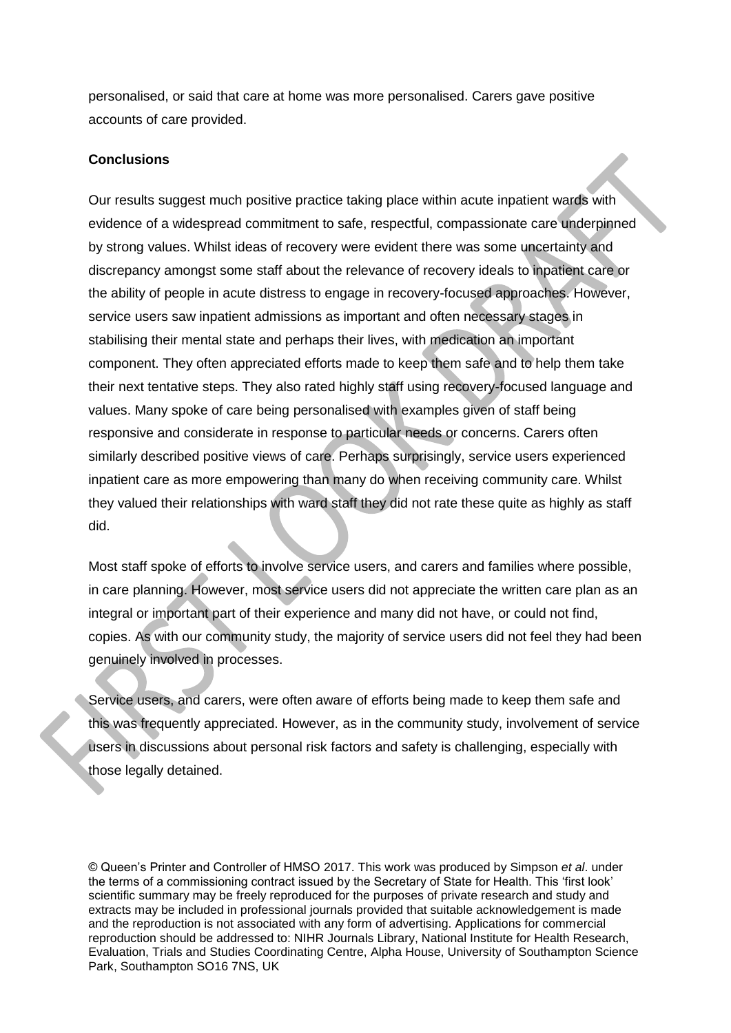personalised, or said that care at home was more personalised. Carers gave positive accounts of care provided.

**Conclusions**

Our results suggest much positive practice taking place within acute inpatient wards with evidence of a widespread commitment to safe, respectful, compassionate care underpinned by strong values. Whilst ideas of recovery were evident there was some uncertainty and discrepancy amongst some staff about the relevance of recovery ideals to inpatient care or the ability of people in acute distress to engage in recovery-focused approaches. However, service users saw inpatient admissions as important and often necessary stages in stabilising their mental state and perhaps their lives, with medication an important component. They often appreciated efforts made to keep them safe and to help them take their next tentative steps. They also rated highly staff using recovery-focused language and values. Many spoke of care being personalised with examples given of staff being responsive and considerate in response to particular needs or concerns. Carers often similarly described positive views of care. Perhaps surprisingly, service users experienced inpatient care as more empowering than many do when receiving community care. Whilst they valued their relationships with ward staff they did not rate these quite as highly as staff did.

Most staff spoke of efforts to involve service users, and carers and families where possible, in care planning. However, most service users did not appreciate the written care plan as an integral or important part of their experience and many did not have, or could not find, copies. As with our community study, the majority of service users did not feel they had been genuinely involved in processes.

Service users, and carers, were often aware of efforts being made to keep them safe and this was frequently appreciated. However, as in the community study, involvement of service users in discussions about personal risk factors and safety is challenging, especially with those legally detained.

© Queen's Printer and Controller of HMSO 2017. This work was produced by Simpson *et al*. under the terms of a commissioning contract issued by the Secretary of State for Health. This 'first look' scientific summary may be freely reproduced for the purposes of private research and study and extracts may be included in professional journals provided that suitable acknowledgement is made and the reproduction is not associated with any form of advertising. Applications for commercial reproduction should be addressed to: NIHR Journals Library, National Institute for Health Research, Evaluation, Trials and Studies Coordinating Centre, Alpha House, University of Southampton Science Park, Southampton SO16 7NS, UK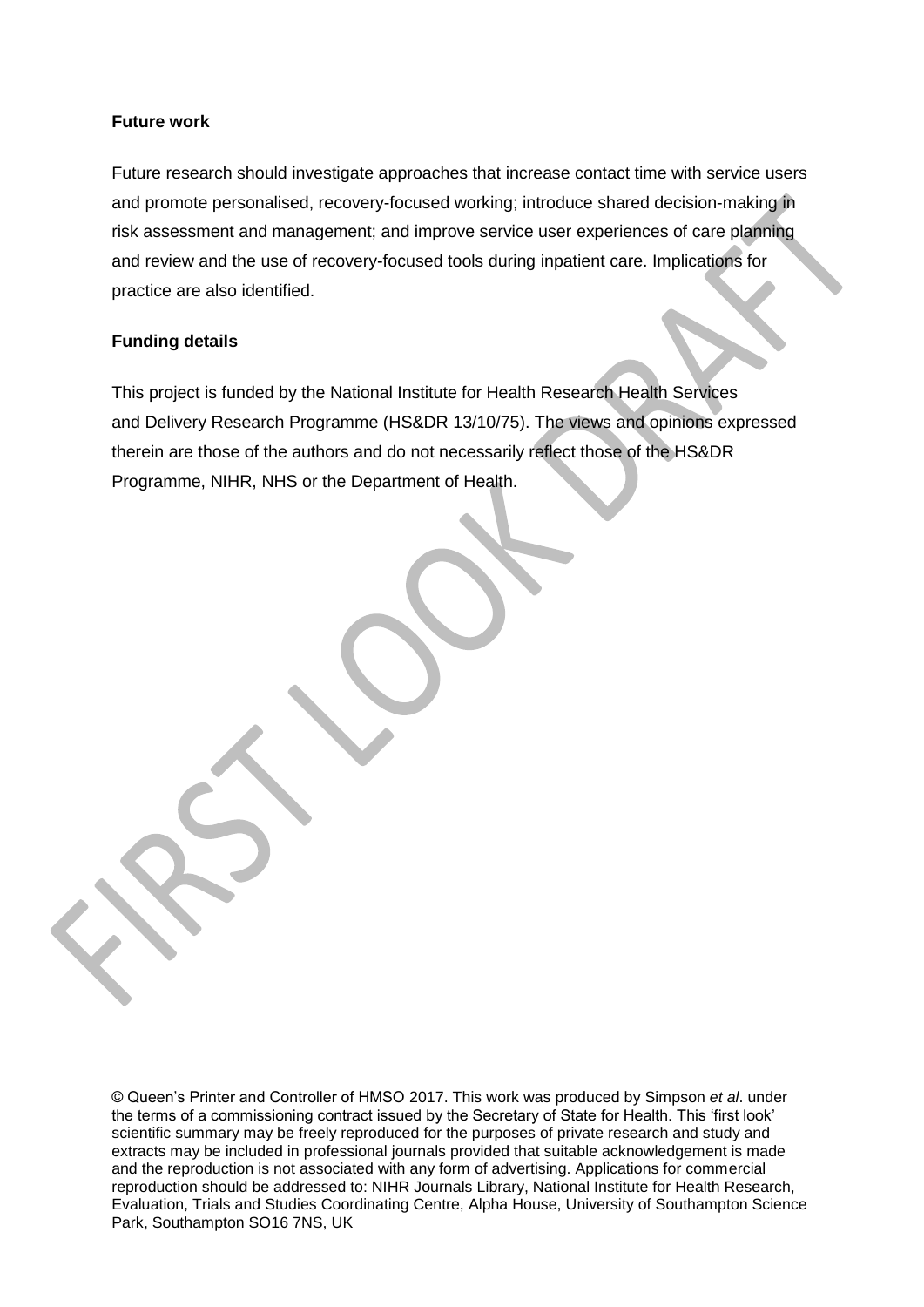**Future work**

Future research should investigate approaches that increase contact time with service users and promote personalised, recovery-focused working; introduce shared decision-making in risk assessment and management; and improve service user experiences of care planning and review and the use of recovery-focused tools during inpatient care. Implications for practice are also identified.

**Funding details**

This project is funded by the National Institute for Health Research Health Services and Delivery Research Programme (HS&DR 13/10/75). The views and opinions expressed therein are those of the authors and do not necessarily reflect those of the HS&DR Programme, NIHR, NHS or the Department of Health.

© Queen's Printer and Controller of HMSO 2017. This work was produced by Simpson *et al*. under the terms of a commissioning contract issued by the Secretary of State for Health. This 'first look' scientific summary may be freely reproduced for the purposes of private research and study and extracts may be included in professional journals provided that suitable acknowledgement is made and the reproduction is not associated with any form of advertising. Applications for commercial reproduction should be addressed to: NIHR Journals Library, National Institute for Health Research, Evaluation, Trials and Studies Coordinating Centre, Alpha House, University of Southampton Science Park, Southampton SO16 7NS, UK